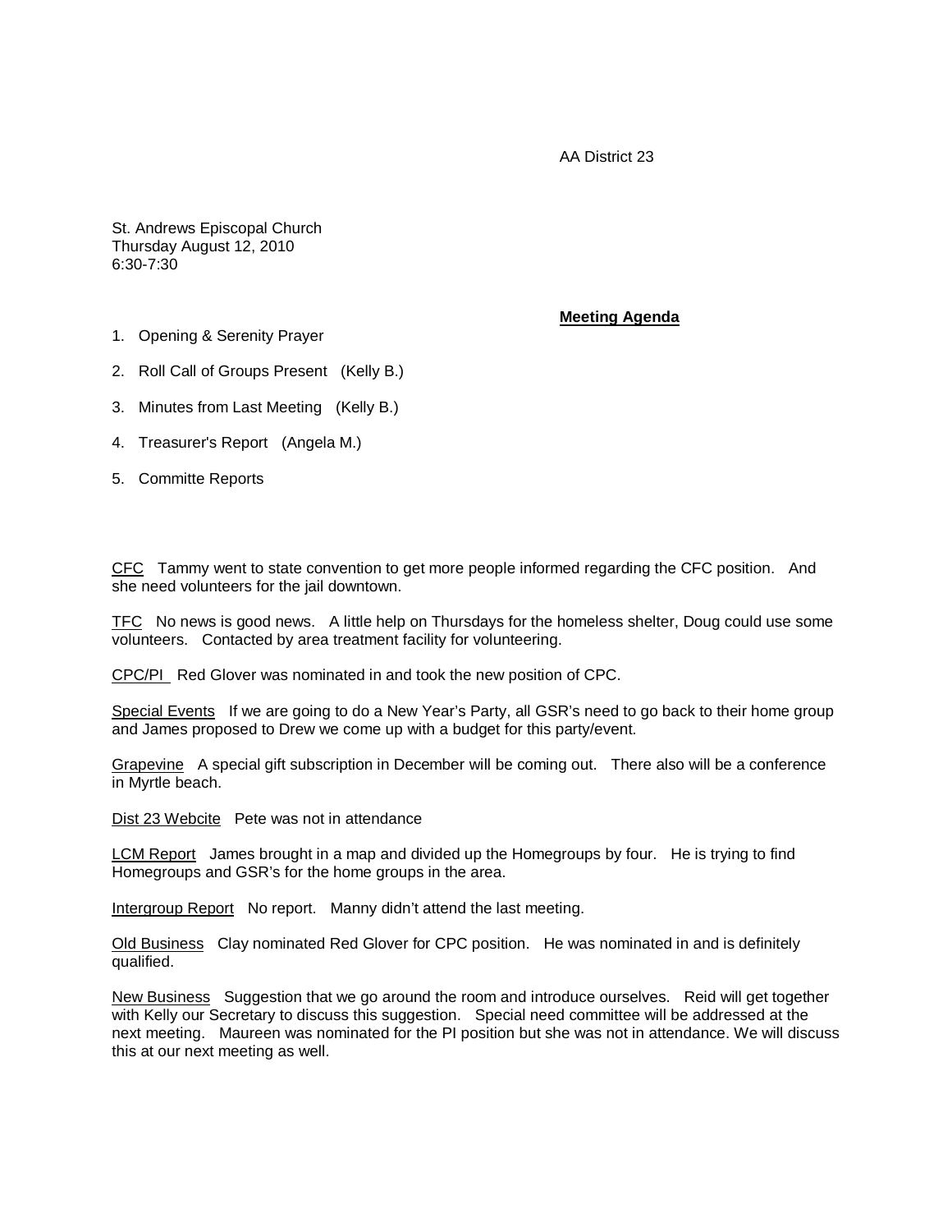AA District 23

St. Andrews Episcopal Church
Thursday August 12, 2010
6:30-7:30

**<u>Meeting Agenda</u>**

1. Opening & Serenity Prayer
2. Roll Call of Groups Present (Kelly B.)
3. Minutes from Last Meeting (Kelly B.)
4. Treasurer's Report (Angela M.)
5. Committe Reports

<u>CFC</u> Tammy went to state convention to get more people informed regarding the CFC position. And she need volunteers for the jail downtown.

<u>TFC</u> No news is good news. A little help on Thursdays for the homeless shelter, Doug could use some volunteers. Contacted by area treatment facility for volunteering.

<u>CPC/PI</u> Red Glover was nominated in and took the new position of CPC.

<u>Special Events</u> If we are going to do a New Year's Party, all GSR's need to go back to their home group and James proposed to Drew we come up with a budget for this party/event.

<u>Grapevine</u> A special gift subscription in December will be coming out. There also will be a conference in Myrtle beach.

<u>Dist 23 Webcite</u> Pete was not in attendance

<u>LCM Report</u> James brought in a map and divided up the Homegroups by four. He is trying to find Homegroups and GSR's for the home groups in the area.

<u>Intergroup Report</u> No report. Manny didn't attend the last meeting.

<u>Old Business</u> Clay nominated Red Glover for CPC position. He was nominated in and is definitely qualified.

<u>New Business</u> Suggestion that we go around the room and introduce ourselves. Reid will get together with Kelly our Secretary to discuss this suggestion. Special need committee will be addressed at the next meeting. Maureen was nominated for the PI position but she was not in attendance. We will discuss this at our next meeting as well.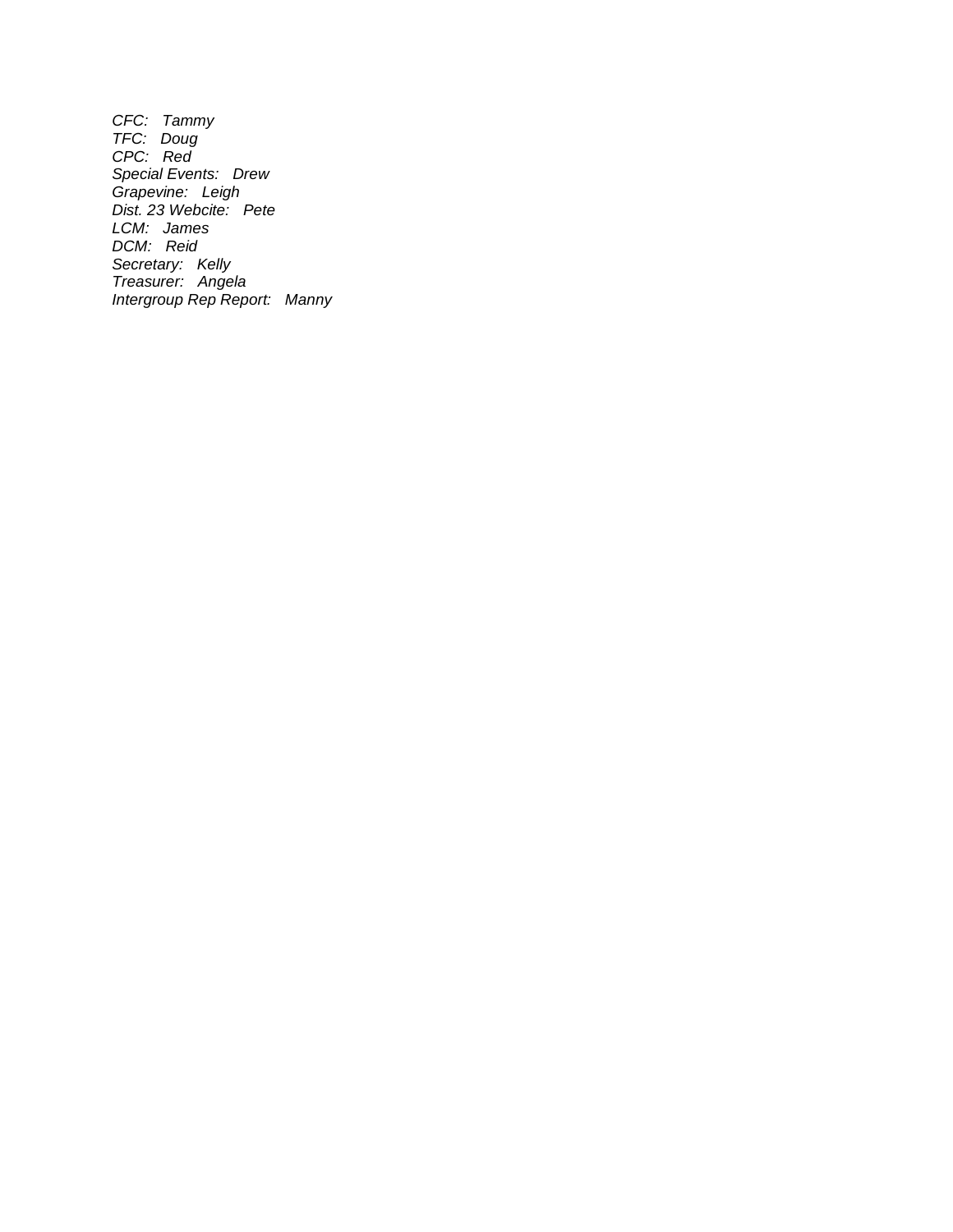*CFC: Tammy*
*TFC: Doug*
*CPC: Red*
*Special Events: Drew*
*Grapevine: Leigh*
*Dist. 23 Webcite: Pete*
*LCM: James*
*DCM: Reid*
*Secretary: Kelly*
*Treasurer: Angela*
*Intergroup Rep Report: Manny*